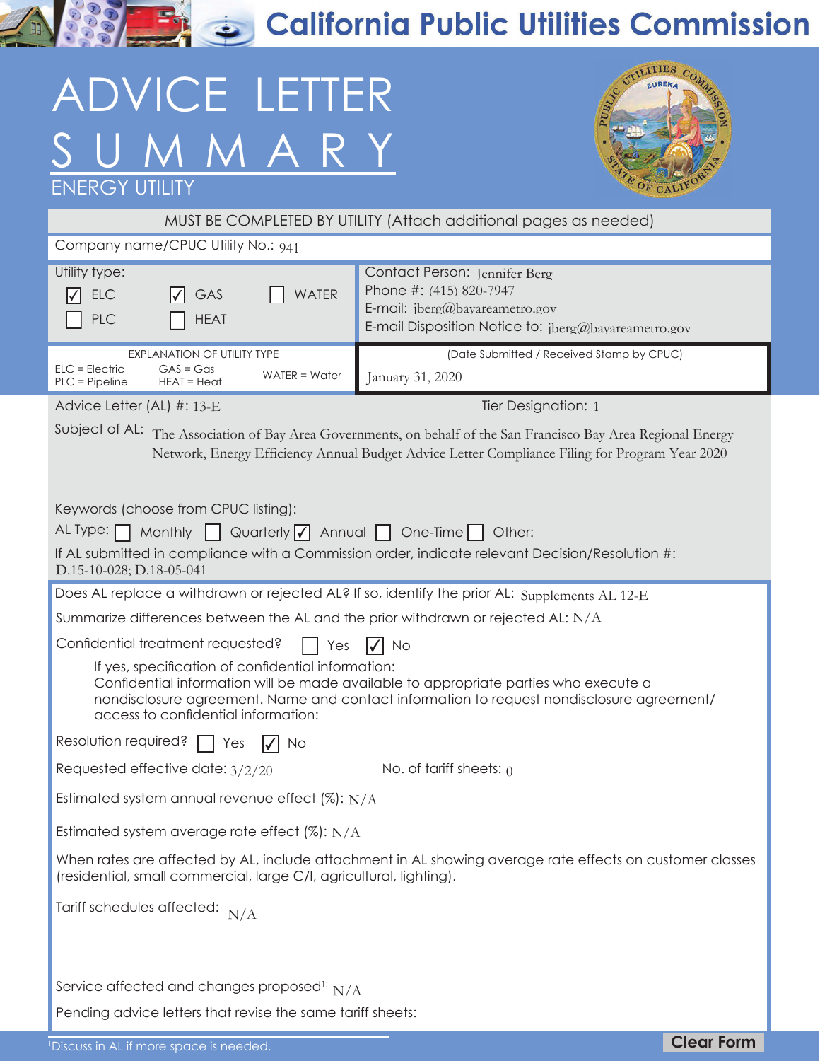# California Public Utilities Commission

# ADVICE LETTER SUMMARY

## ENERGY UTILITY

MUST BE COMPLETED BY UTILITY (Attach additional pages as needed)

Company name/CPUC Utility No.: 941

Utility type:
- [x] ELC
- [x] GAS
- [ ] WATER
- [ ] PLC
- [ ] HEAT

Contact Person: Jennifer Berg
Phone #: (415) 820-7947
E-mail: jberg@bayareametro.gov
E-mail Disposition Notice to: jberg@bayareametro.gov

EXPLANATION OF UTILITY TYPE
ELC = Electric
PLC = Pipeline
GAS = Gas
HEAT = Heat
WATER = Water

(Date Submitted / Received Stamp by CPUC)
January 31, 2020

Advice Letter (AL) #: 13-E

Tier Designation: 1

Subject of AL: The Association of Bay Area Governments, on behalf of the San Francisco Bay Area Regional Energy Network, Energy Efficiency Annual Budget Advice Letter Compliance Filing for Program Year 2020

Keywords (choose from CPUC listing):

AL Type: [ ] Monthly [ ] Quarterly [x] Annual [ ] One-Time [ ] Other:

If AL submitted in compliance with a Commission order, indicate relevant Decision/Resolution #:
D.15-10-028; D.18-05-041

Does AL replace a withdrawn or rejected AL? If so, identify the prior AL: Supplements AL 12-E

Summarize differences between the AL and the prior withdrawn or rejected AL: N/A

Confidential treatment requested? [ ] Yes [x] No

If yes, specification of confidential information:
Confidential information will be made available to appropriate parties who execute a nondisclosure agreement. Name and contact information to request nondisclosure agreement/ access to confidential information:

Resolution required? [ ] Yes [x] No

Requested effective date: 3/2/20

No. of tariff sheets: 0

Estimated system annual revenue effect (%): N/A

Estimated system average rate effect (%): N/A

When rates are affected by AL, include attachment in AL showing average rate effects on customer classes (residential, small commercial, large C/I, agricultural, lighting).

Tariff schedules affected: N/A

Service affected and changes proposed[1]: N/A

Pending advice letters that revise the same tariff sheets:

[1] Discuss in AL if more space is needed.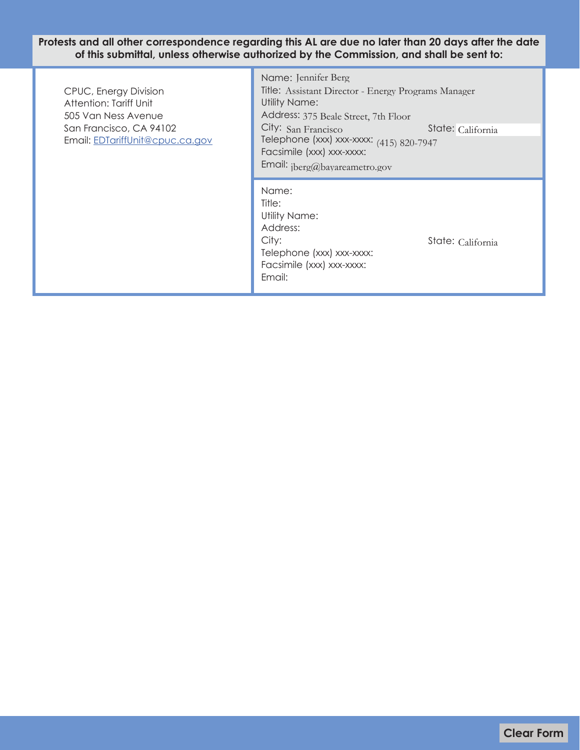**Protests and all other correspondence regarding this AL are due no later than 20 days after the date of this submittal, unless otherwise authorized by the Commission, and shall be sent to:**

| | |
|---|---|
| CPUC, Energy Division<br>Attention: Tariff Unit<br>505 Van Ness Avenue<br>San Francisco, CA 94102<br>Email: EDTariffUnit@cpuc.ca.gov | Name: Jennifer Berg<br>Title: Assistant Director - Energy Programs Manager<br>Utility Name:<br>Address: 375 Beale Street, 7th Floor<br>City: San Francisco State: California<br>Telephone (xxx) xxx-xxxx: (415) 820-7947<br>Facsimile (xxx) xxx-xxxx:<br>Email: jberg@bayareametro.gov |
| | Name:<br>Title:<br>Utility Name:<br>Address:<br>City: State: California<br>Telephone (xxx) xxx-xxxx:<br>Facsimile (xxx) xxx-xxxx:<br>Email: |

Clear Form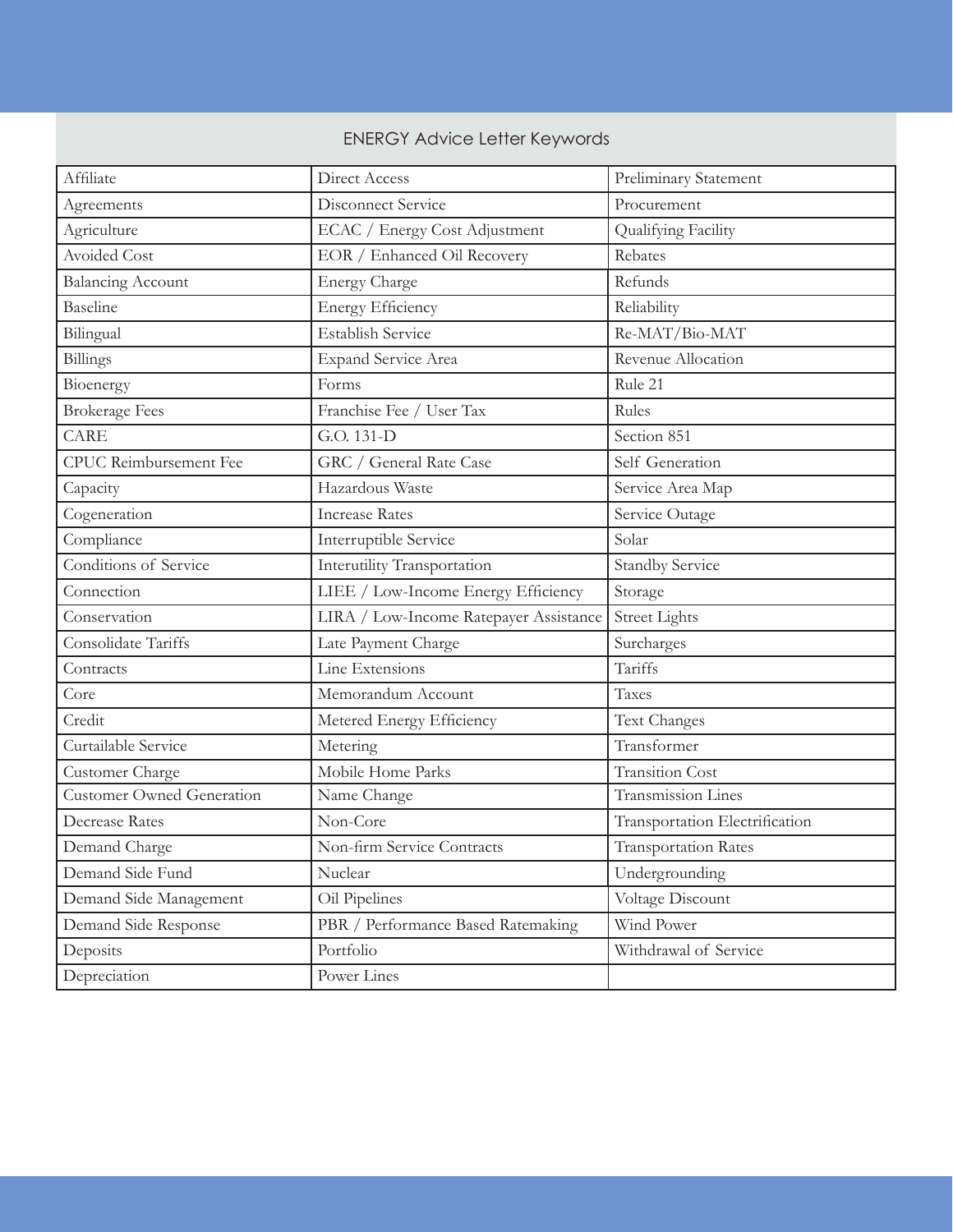## ENERGY Advice Letter Keywords

| | | |
|---|---|---|
| Affiliate | Direct Access | Preliminary Statement |
| Agreements | Disconnect Service | Procurement |
| Agriculture | ECAC / Energy Cost Adjustment | Qualifying Facility |
| Avoided Cost | EOR / Enhanced Oil Recovery | Rebates |
| Balancing Account | Energy Charge | Refunds |
| Baseline | Energy Efficiency | Reliability |
| Bilingual | Establish Service | Re-MAT/Bio-MAT |
| Billings | Expand Service Area | Revenue Allocation |
| Bioenergy | Forms | Rule 21 |
| Brokerage Fees | Franchise Fee / User Tax | Rules |
| CARE | G.O. 131-D | Section 851 |
| CPUC Reimbursement Fee | GRC / General Rate Case | Self Generation |
| Capacity | Hazardous Waste | Service Area Map |
| Cogeneration | Increase Rates | Service Outage |
| Compliance | Interruptible Service | Solar |
| Conditions of Service | Interutility Transportation | Standby Service |
| Connection | LIEE / Low-Income Energy Efficiency | Storage |
| Conservation | LIRA / Low-Income Ratepayer Assistance | Street Lights |
| Consolidate Tariffs | Late Payment Charge | Surcharges |
| Contracts | Line Extensions | Tariffs |
| Core | Memorandum Account | Taxes |
| Credit | Metered Energy Efficiency | Text Changes |
| Curtailable Service | Metering | Transformer |
| Customer Charge | Mobile Home Parks | Transition Cost |
| Customer Owned Generation | Name Change | Transmission Lines |
| Decrease Rates | Non-Core | Transportation Electrification |
| Demand Charge | Non-firm Service Contracts | Transportation Rates |
| Demand Side Fund | Nuclear | Undergrounding |
| Demand Side Management | Oil Pipelines | Voltage Discount |
| Demand Side Response | PBR / Performance Based Ratemaking | Wind Power |
| Deposits | Portfolio | Withdrawal of Service |
| Depreciation | Power Lines | |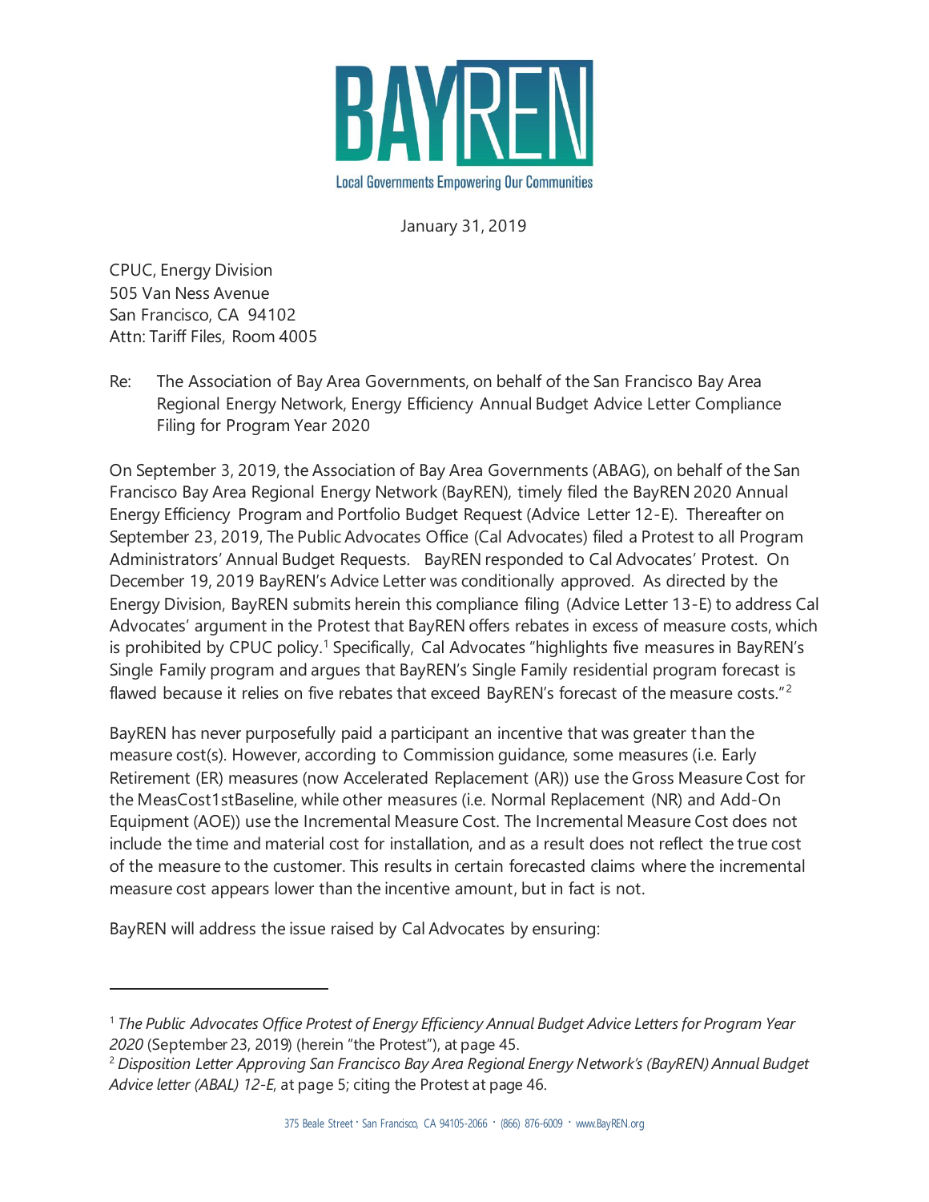January 31, 2019

CPUC, Energy Division
505 Van Ness Avenue
San Francisco, CA 94102
Attn: Tariff Files, Room 4005

Re: The Association of Bay Area Governments, on behalf of the San Francisco Bay Area Regional Energy Network, Energy Efficiency Annual Budget Advice Letter Compliance Filing for Program Year 2020

On September 3, 2019, the Association of Bay Area Governments (ABAG), on behalf of the San Francisco Bay Area Regional Energy Network (BayREN), timely filed the BayREN 2020 Annual Energy Efficiency Program and Portfolio Budget Request (Advice Letter 12-E). Thereafter on September 23, 2019, The Public Advocates Office (Cal Advocates) filed a Protest to all Program Administrators' Annual Budget Requests. BayREN responded to Cal Advocates' Protest. On December 19, 2019 BayREN's Advice Letter was conditionally approved. As directed by the Energy Division, BayREN submits herein this compliance filing (Advice Letter 13-E) to address Cal Advocates' argument in the Protest that BayREN offers rebates in excess of measure costs, which is prohibited by CPUC policy.[1] Specifically, Cal Advocates "highlights five measures in BayREN's Single Family program and argues that BayREN's Single Family residential program forecast is flawed because it relies on five rebates that exceed BayREN's forecast of the measure costs."[2]

BayREN has never purposefully paid a participant an incentive that was greater than the measure cost(s). However, according to Commission guidance, some measures (i.e. Early Retirement (ER) measures (now Accelerated Replacement (AR)) use the Gross Measure Cost for the MeasCost1stBaseline, while other measures (i.e. Normal Replacement (NR) and Add-On Equipment (AOE)) use the Incremental Measure Cost. The Incremental Measure Cost does not include the time and material cost for installation, and as a result does not reflect the true cost of the measure to the customer. This results in certain forecasted claims where the incremental measure cost appears lower than the incentive amount, but in fact is not.

BayREN will address the issue raised by Cal Advocates by ensuring:

---

[1] *The Public Advocates Office Protest of Energy Efficiency Annual Budget Advice Letters for Program Year 2020* (September 23, 2019) (herein "the Protest"), at page 45.

[2] *Disposition Letter Approving San Francisco Bay Area Regional Energy Network's (BayREN) Annual Budget Advice letter (ABAL) 12-E*, at page 5; citing the Protest at page 46.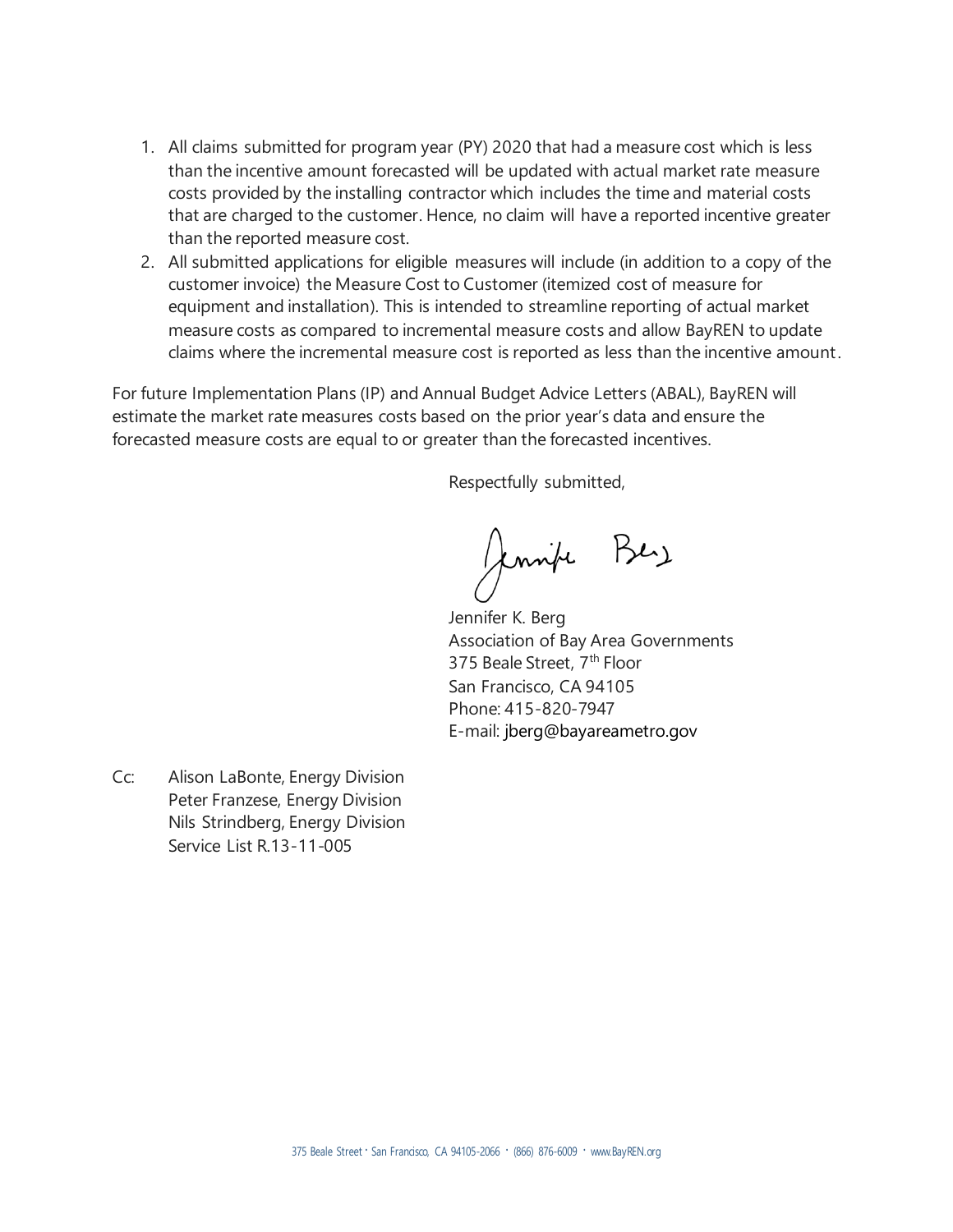1. All claims submitted for program year (PY) 2020 that had a measure cost which is less than the incentive amount forecasted will be updated with actual market rate measure costs provided by the installing contractor which includes the time and material costs that are charged to the customer. Hence, no claim will have a reported incentive greater than the reported measure cost.
2. All submitted applications for eligible measures will include (in addition to a copy of the customer invoice) the Measure Cost to Customer (itemized cost of measure for equipment and installation). This is intended to streamline reporting of actual market measure costs as compared to incremental measure costs and allow BayREN to update claims where the incremental measure cost is reported as less than the incentive amount.

For future Implementation Plans (IP) and Annual Budget Advice Letters (ABAL), BayREN will estimate the market rate measures costs based on the prior year's data and ensure the forecasted measure costs are equal to or greater than the forecasted incentives.

Respectfully submitted,

Jennifer K. Berg
Association of Bay Area Governments
375 Beale Street, 7th Floor
San Francisco, CA 94105
Phone: 415-820-7947
E-mail: jberg@bayareametro.gov

Cc: Alison LaBonte, Energy Division
Peter Franzese, Energy Division
Nils Strindberg, Energy Division
Service List R.13-11-005